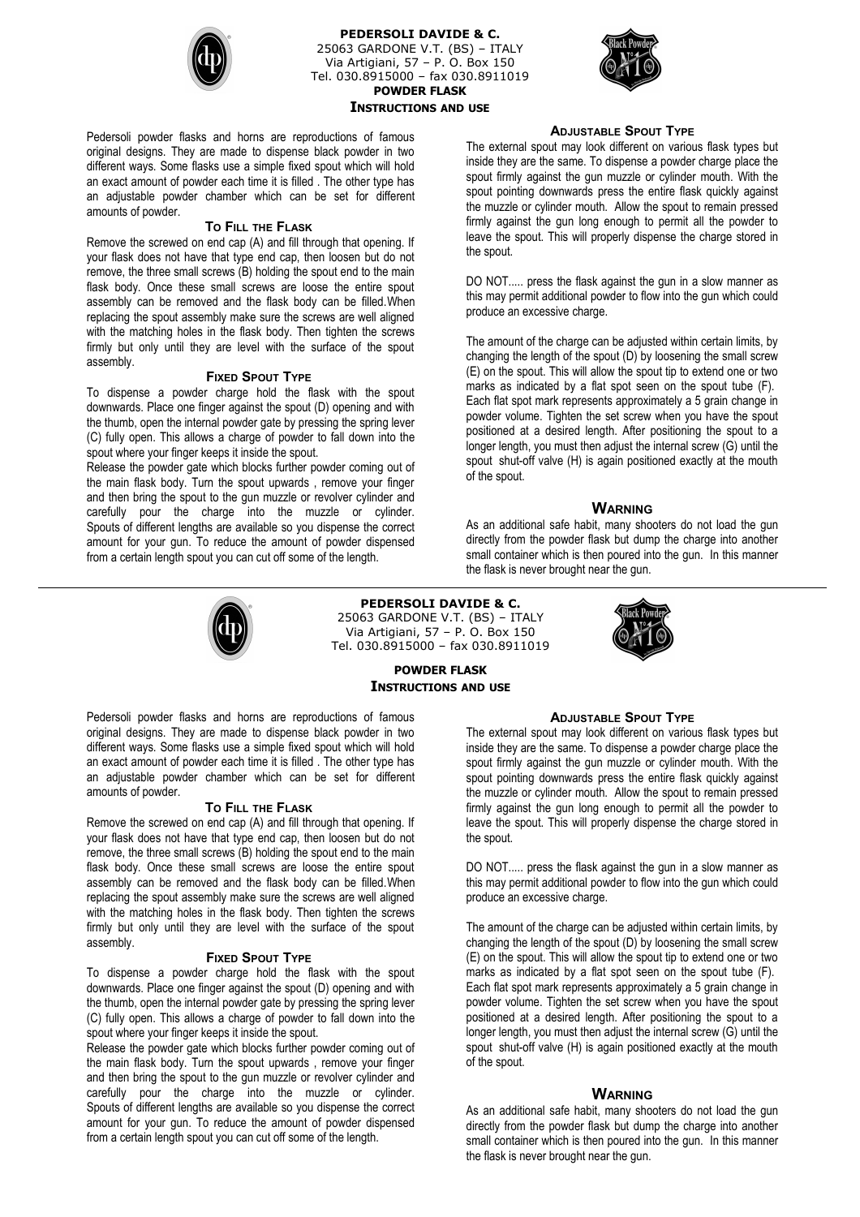**PEDERSOLI DAVIDE & C.**
25063 GARDONE V.T. (BS) – ITALY
Via Artigiani, 57 – P. O. Box 150
Tel. 030.8915000 – fax 030.8911019

# POWDER FLASK
## INSTRUCTIONS AND USE

Pedersoli powder flasks and horns are reproductions of famous original designs. They are made to dispense black powder in two different ways. Some flasks use a simple fixed spout which will hold an exact amount of powder each time it is filled . The other type has an adjustable powder chamber which can be set for different amounts of powder.

### TO FILL THE FLASK

Remove the screwed on end cap (A) and fill through that opening. If your flask does not have that type end cap, then loosen but do not remove, the three small screws (B) holding the spout end to the main flask body. Once these small screws are loose the entire spout assembly can be removed and the flask body can be filled.When replacing the spout assembly make sure the screws are well aligned with the matching holes in the flask body. Then tighten the screws firmly but only until they are level with the surface of the spout assembly.

### FIXED SPOUT TYPE

To dispense a powder charge hold the flask with the spout downwards. Place one finger against the spout (D) opening and with the thumb, open the internal powder gate by pressing the spring lever (C) fully open. This allows a charge of powder to fall down into the spout where your finger keeps it inside the spout.

Release the powder gate which blocks further powder coming out of the main flask body. Turn the spout upwards , remove your finger and then bring the spout to the gun muzzle or revolver cylinder and carefully pour the charge into the muzzle or cylinder. Spouts of different lengths are available so you dispense the correct amount for your gun. To reduce the amount of powder dispensed from a certain length spout you can cut off some of the length.

### ADJUSTABLE SPOUT TYPE

The external spout may look different on various flask types but inside they are the same. To dispense a powder charge place the spout firmly against the gun muzzle or cylinder mouth. With the spout pointing downwards press the entire flask quickly against the muzzle or cylinder mouth. Allow the spout to remain pressed firmly against the gun long enough to permit all the powder to leave the spout. This will properly dispense the charge stored in the spout.

DO NOT..... press the flask against the gun in a slow manner as this may permit additional powder to flow into the gun which could produce an excessive charge.

The amount of the charge can be adjusted within certain limits, by changing the length of the spout (D) by loosening the small screw (E) on the spout. This will allow the spout tip to extend one or two marks as indicated by a flat spot seen on the spout tube (F). Each flat spot mark represents approximately a 5 grain change in powder volume. Tighten the set screw when you have the spout positioned at a desired length. After positioning the spout to a longer length, you must then adjust the internal screw (G) until the spout shut-off valve (H) is again positioned exactly at the mouth of the spout.

### WARNING

As an additional safe habit, many shooters do not load the gun directly from the powder flask but dump the charge into another small container which is then poured into the gun. In this manner the flask is never brought near the gun.

---

**PEDERSOLI DAVIDE & C.**
25063 GARDONE V.T. (BS) – ITALY
Via Artigiani, 57 – P. O. Box 150
Tel. 030.8915000 – fax 030.8911019

# POWDER FLASK
## INSTRUCTIONS AND USE

Pedersoli powder flasks and horns are reproductions of famous original designs. They are made to dispense black powder in two different ways. Some flasks use a simple fixed spout which will hold an exact amount of powder each time it is filled . The other type has an adjustable powder chamber which can be set for different amounts of powder.

### TO FILL THE FLASK

Remove the screwed on end cap (A) and fill through that opening. If your flask does not have that type end cap, then loosen but do not remove, the three small screws (B) holding the spout end to the main flask body. Once these small screws are loose the entire spout assembly can be removed and the flask body can be filled.When replacing the spout assembly make sure the screws are well aligned with the matching holes in the flask body. Then tighten the screws firmly but only until they are level with the surface of the spout assembly.

### FIXED SPOUT TYPE

To dispense a powder charge hold the flask with the spout downwards. Place one finger against the spout (D) opening and with the thumb, open the internal powder gate by pressing the spring lever (C) fully open. This allows a charge of powder to fall down into the spout where your finger keeps it inside the spout.

Release the powder gate which blocks further powder coming out of the main flask body. Turn the spout upwards , remove your finger and then bring the spout to the gun muzzle or revolver cylinder and carefully pour the charge into the muzzle or cylinder. Spouts of different lengths are available so you dispense the correct amount for your gun. To reduce the amount of powder dispensed from a certain length spout you can cut off some of the length.

### ADJUSTABLE SPOUT TYPE

The external spout may look different on various flask types but inside they are the same. To dispense a powder charge place the spout firmly against the gun muzzle or cylinder mouth. With the spout pointing downwards press the entire flask quickly against the muzzle or cylinder mouth. Allow the spout to remain pressed firmly against the gun long enough to permit all the powder to leave the spout. This will properly dispense the charge stored in the spout.

DO NOT..... press the flask against the gun in a slow manner as this may permit additional powder to flow into the gun which could produce an excessive charge.

The amount of the charge can be adjusted within certain limits, by changing the length of the spout (D) by loosening the small screw (E) on the spout. This will allow the spout tip to extend one or two marks as indicated by a flat spot seen on the spout tube (F). Each flat spot mark represents approximately a 5 grain change in powder volume. Tighten the set screw when you have the spout positioned at a desired length. After positioning the spout to a longer length, you must then adjust the internal screw (G) until the spout shut-off valve (H) is again positioned exactly at the mouth of the spout.

### WARNING

As an additional safe habit, many shooters do not load the gun directly from the powder flask but dump the charge into another small container which is then poured into the gun. In this manner the flask is never brought near the gun.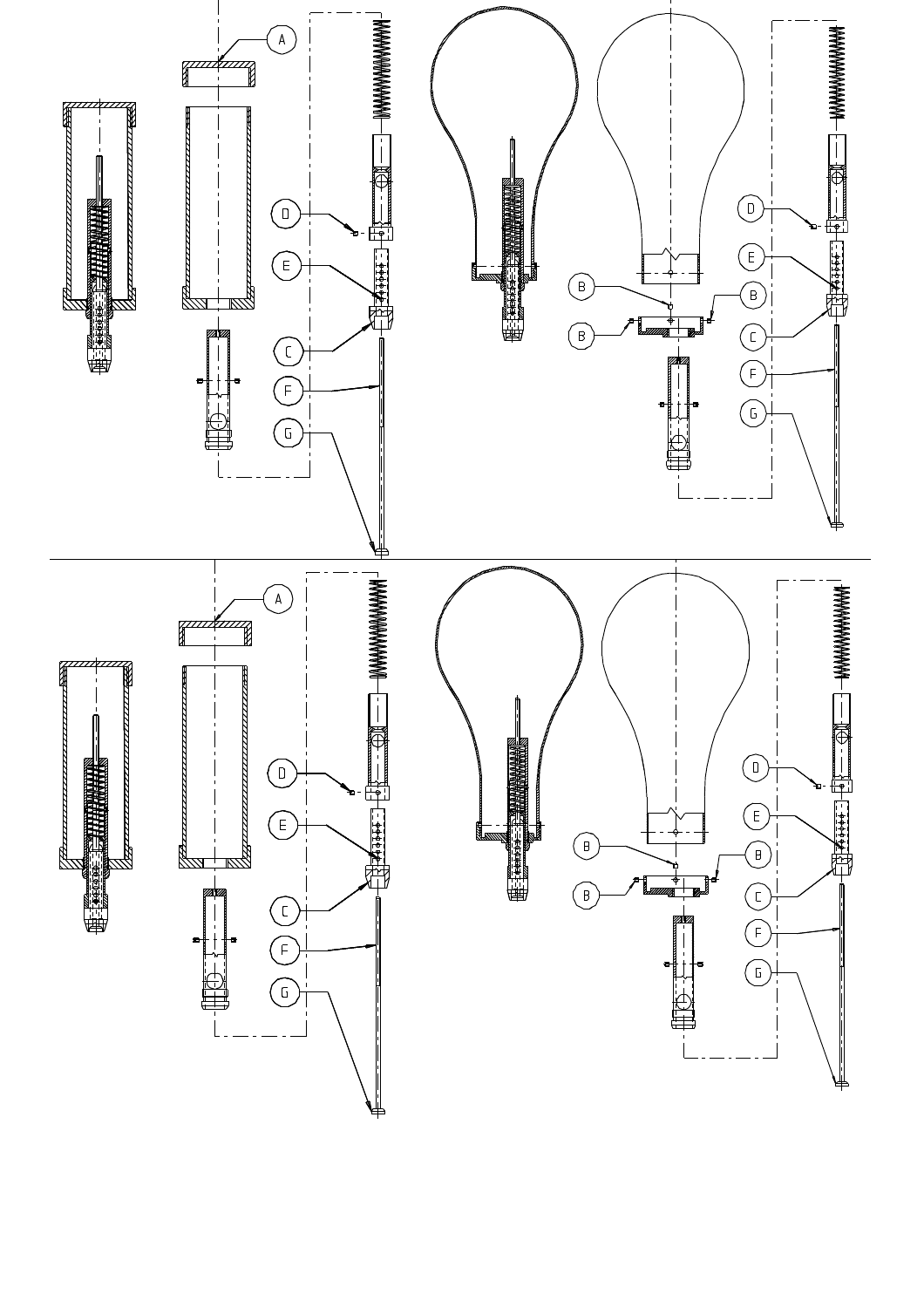A

D

E

C

F

G

D

E

B

B

B

C

F

G

A

D

E

C

F

G

D

E

B

B

B

C

F

G